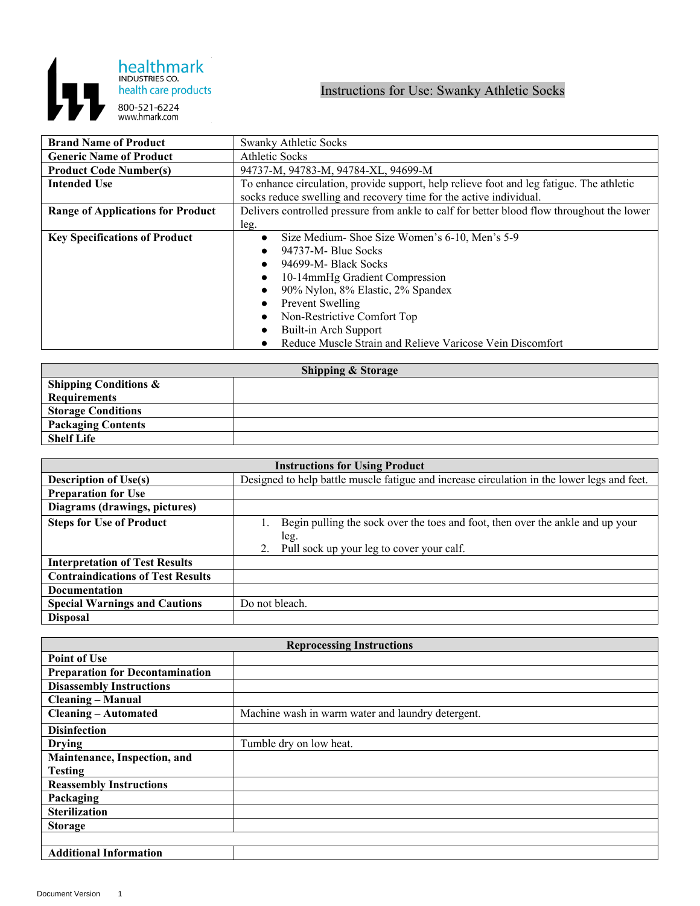healthmark
INDUSTRIES CO.
health care products
800-521-6224
www.hmark.com

# Instructions for Use: Swanky Athletic Socks

| | |
|---|---|
| **Brand Name of Product** | Swanky Athletic Socks |
| **Generic Name of Product** | Athletic Socks |
| **Product Code Number(s)** | 94737-M, 94783-M, 94784-XL, 94699-M |
| **Intended Use** | To enhance circulation, provide support, help relieve foot and leg fatigue. The athletic socks reduce swelling and recovery time for the active individual. |
| **Range of Applications for Product** | Delivers controlled pressure from ankle to calf for better blood flow throughout the lower leg. |
| **Key Specifications of Product** | • Size Medium- Shoe Size Women's 6-10, Men's 5-9<br>• 94737-M- Blue Socks<br>• 94699-M- Black Socks<br>• 10-14mmHg Gradient Compression<br>• 90% Nylon, 8% Elastic, 2% Spandex<br>• Prevent Swelling<br>• Non-Restrictive Comfort Top<br>• Built-in Arch Support<br>• Reduce Muscle Strain and Relieve Varicose Vein Discomfort |

| **Shipping & Storage** | |
|---|---|
| **Shipping Conditions & Requirements** | |
| **Storage Conditions** | |
| **Packaging Contents** | |
| **Shelf Life** | |

| **Instructions for Using Product** | |
|---|---|
| **Description of Use(s)** | Designed to help battle muscle fatigue and increase circulation in the lower legs and feet. |
| **Preparation for Use** | |
| **Diagrams (drawings, pictures)** | |
| **Steps for Use of Product** | 1. Begin pulling the sock over the toes and foot, then over the ankle and up your leg.<br>2. Pull sock up your leg to cover your calf. |
| **Interpretation of Test Results** | |
| **Contraindications of Test Results** | |
| **Documentation** | |
| **Special Warnings and Cautions** | Do not bleach. |
| **Disposal** | |

| **Reprocessing Instructions** | |
|---|---|
| **Point of Use** | |
| **Preparation for Decontamination** | |
| **Disassembly Instructions** | |
| **Cleaning – Manual** | |
| **Cleaning – Automated** | Machine wash in warm water and laundry detergent. |
| **Disinfection** | |
| **Drying** | Tumble dry on low heat. |
| **Maintenance, Inspection, and Testing** | |
| **Reassembly Instructions** | |
| **Packaging** | |
| **Sterilization** | |
| **Storage** | |
| | |
| **Additional Information** | |

Document Version 1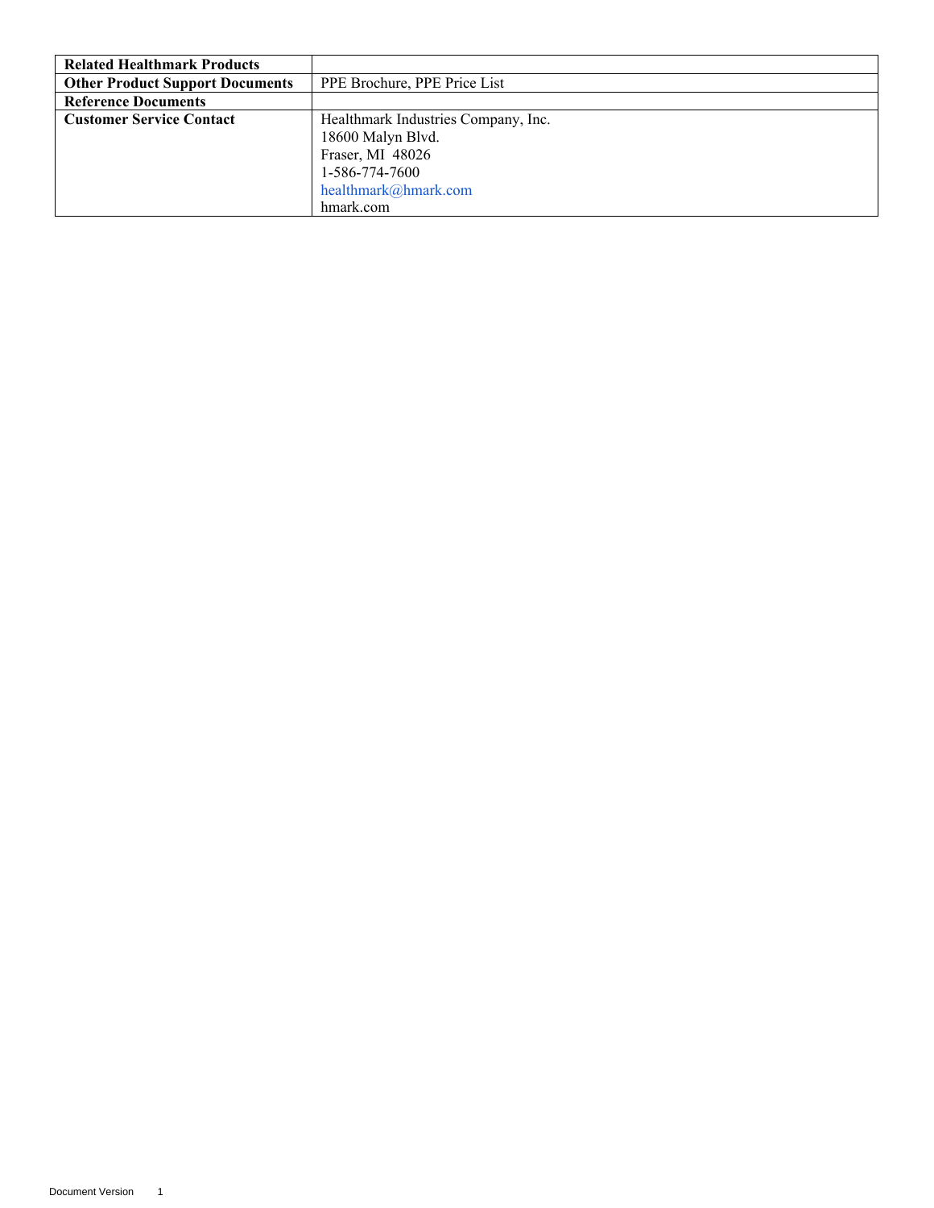| | |
|---|---|
| **Related Healthmark Products** | |
| **Other Product Support Documents** | PPE Brochure, PPE Price List |
| **Reference Documents** | |
| **Customer Service Contact** | Healthmark Industries Company, Inc.<br>18600 Malyn Blvd.<br>Fraser, MI 48026<br>1-586-774-7600<br>healthmark@hmark.com<br>hmark.com |

Document Version 1